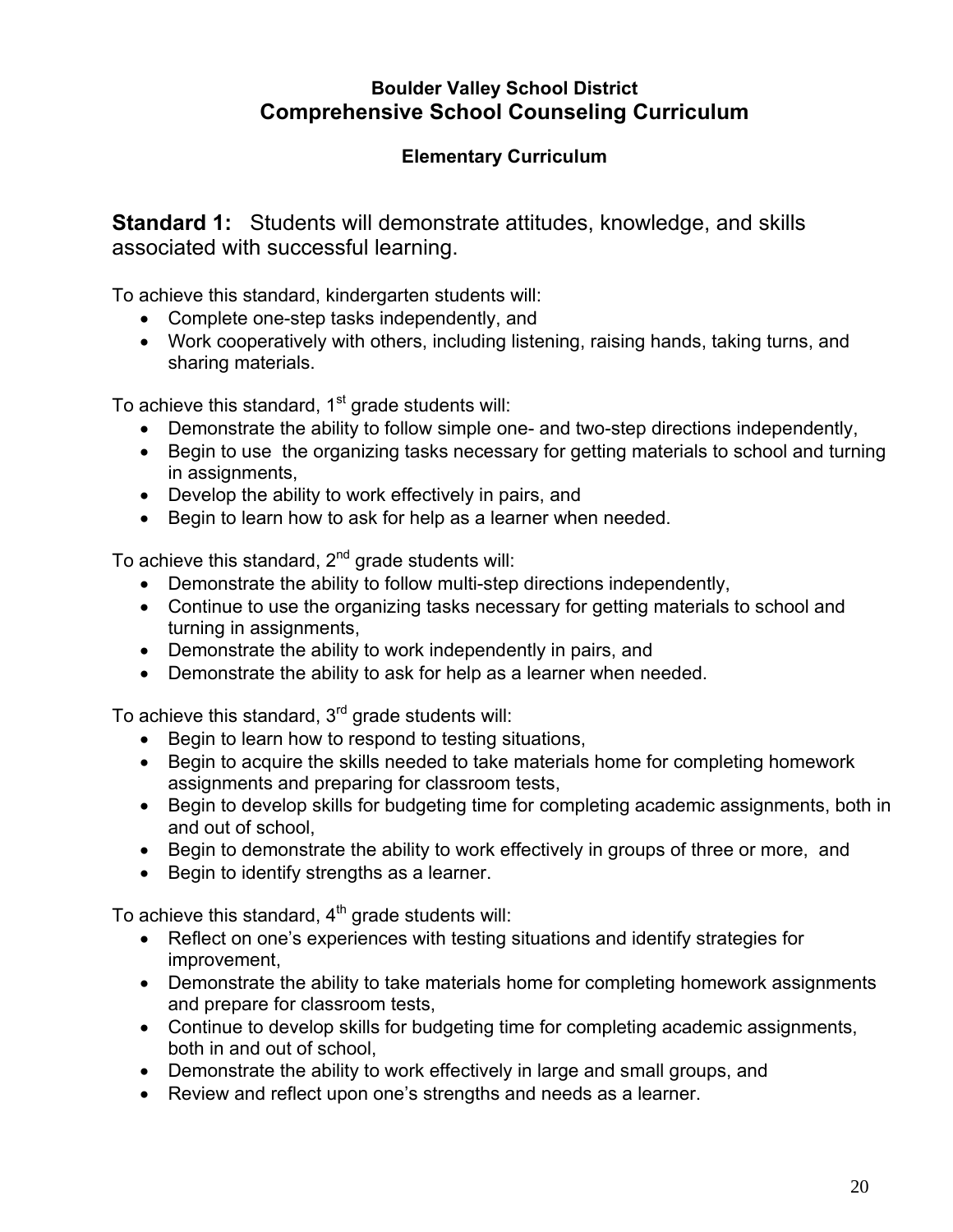## Boulder Valley School District
# Comprehensive School Counseling Curriculum

### Elementary Curriculum

**Standard 1:** Students will demonstrate attitudes, knowledge, and skills associated with successful learning.

To achieve this standard, kindergarten students will:

- Complete one-step tasks independently, and
- Work cooperatively with others, including listening, raising hands, taking turns, and sharing materials.

To achieve this standard, 1st grade students will:

- Demonstrate the ability to follow simple one- and two-step directions independently,
- Begin to use the organizing tasks necessary for getting materials to school and turning in assignments,
- Develop the ability to work effectively in pairs, and
- Begin to learn how to ask for help as a learner when needed.

To achieve this standard, 2nd grade students will:

- Demonstrate the ability to follow multi-step directions independently,
- Continue to use the organizing tasks necessary for getting materials to school and turning in assignments,
- Demonstrate the ability to work independently in pairs, and
- Demonstrate the ability to ask for help as a learner when needed.

To achieve this standard, 3rd grade students will:

- Begin to learn how to respond to testing situations,
- Begin to acquire the skills needed to take materials home for completing homework assignments and preparing for classroom tests,
- Begin to develop skills for budgeting time for completing academic assignments, both in and out of school,
- Begin to demonstrate the ability to work effectively in groups of three or more, and
- Begin to identify strengths as a learner.

To achieve this standard, 4th grade students will:

- Reflect on one's experiences with testing situations and identify strategies for improvement,
- Demonstrate the ability to take materials home for completing homework assignments and prepare for classroom tests,
- Continue to develop skills for budgeting time for completing academic assignments, both in and out of school,
- Demonstrate the ability to work effectively in large and small groups, and
- Review and reflect upon one's strengths and needs as a learner.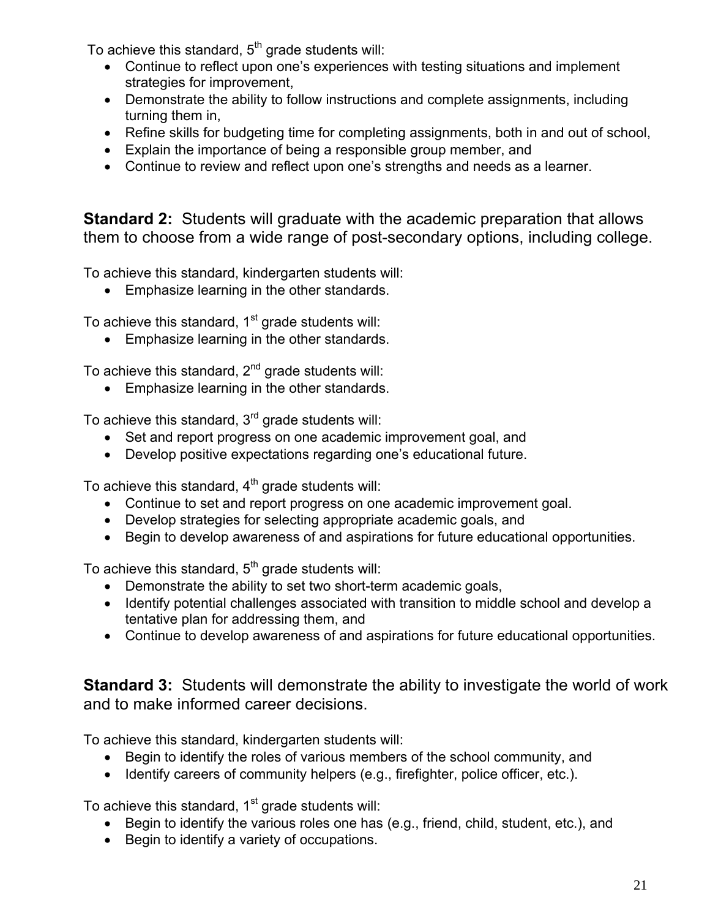To achieve this standard, 5th grade students will:

- Continue to reflect upon one's experiences with testing situations and implement strategies for improvement,
- Demonstrate the ability to follow instructions and complete assignments, including turning them in,
- Refine skills for budgeting time for completing assignments, both in and out of school,
- Explain the importance of being a responsible group member, and
- Continue to review and reflect upon one's strengths and needs as a learner.

**Standard 2:** Students will graduate with the academic preparation that allows them to choose from a wide range of post-secondary options, including college.

To achieve this standard, kindergarten students will:

- Emphasize learning in the other standards.

To achieve this standard, 1st grade students will:

- Emphasize learning in the other standards.

To achieve this standard, 2nd grade students will:

- Emphasize learning in the other standards.

To achieve this standard, 3rd grade students will:

- Set and report progress on one academic improvement goal, and
- Develop positive expectations regarding one's educational future.

To achieve this standard, 4th grade students will:

- Continue to set and report progress on one academic improvement goal.
- Develop strategies for selecting appropriate academic goals, and
- Begin to develop awareness of and aspirations for future educational opportunities.

To achieve this standard, 5th grade students will:

- Demonstrate the ability to set two short-term academic goals,
- Identify potential challenges associated with transition to middle school and develop a tentative plan for addressing them, and
- Continue to develop awareness of and aspirations for future educational opportunities.

**Standard 3:** Students will demonstrate the ability to investigate the world of work and to make informed career decisions.

To achieve this standard, kindergarten students will:

- Begin to identify the roles of various members of the school community, and
- Identify careers of community helpers (e.g., firefighter, police officer, etc.).

To achieve this standard, 1st grade students will:

- Begin to identify the various roles one has (e.g., friend, child, student, etc.), and
- Begin to identify a variety of occupations.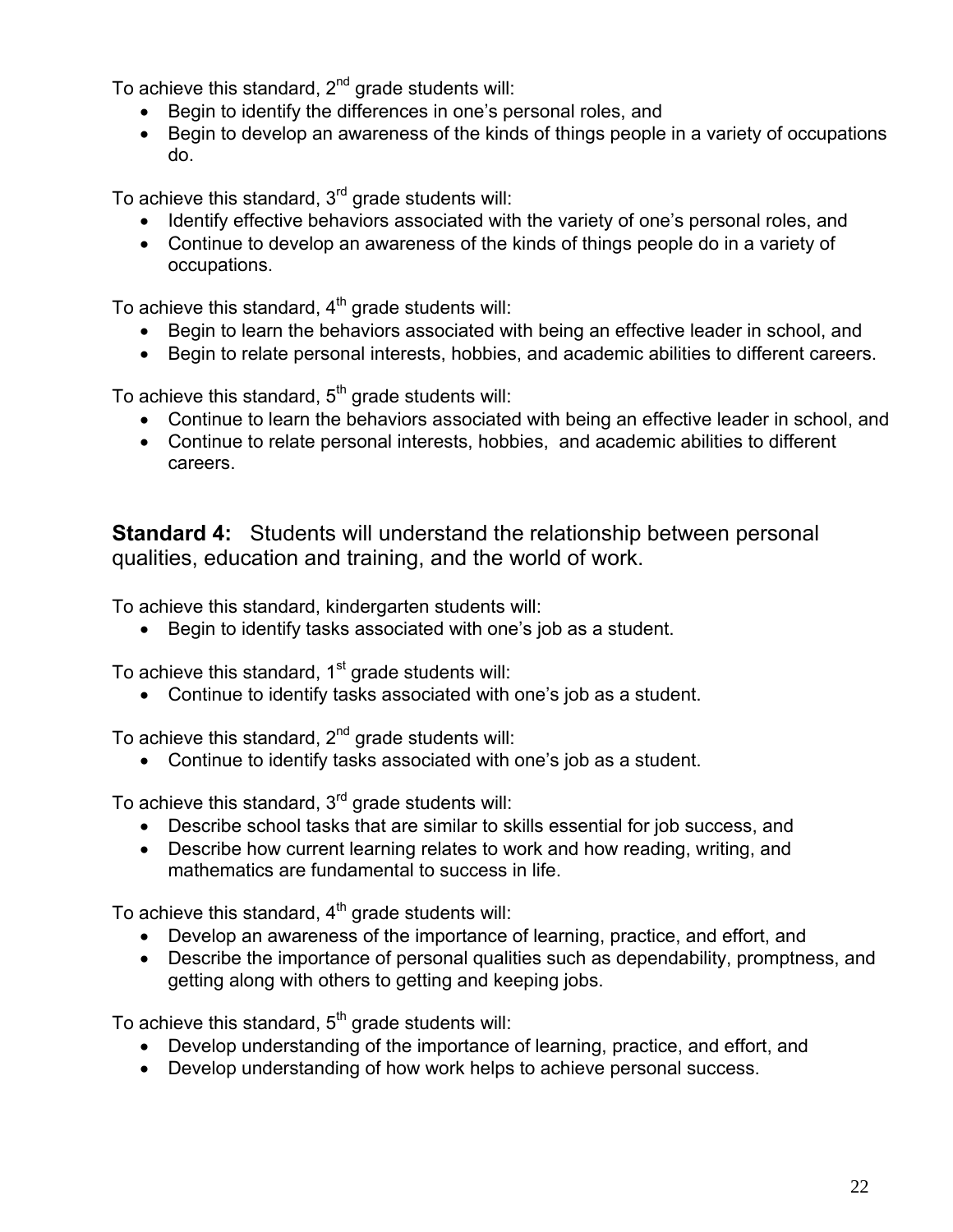To achieve this standard, 2nd grade students will:

- Begin to identify the differences in one's personal roles, and
- Begin to develop an awareness of the kinds of things people in a variety of occupations do.

To achieve this standard, 3rd grade students will:

- Identify effective behaviors associated with the variety of one's personal roles, and
- Continue to develop an awareness of the kinds of things people do in a variety of occupations.

To achieve this standard, 4th grade students will:

- Begin to learn the behaviors associated with being an effective leader in school, and
- Begin to relate personal interests, hobbies, and academic abilities to different careers.

To achieve this standard, 5th grade students will:

- Continue to learn the behaviors associated with being an effective leader in school, and
- Continue to relate personal interests, hobbies, and academic abilities to different careers.

### **Standard 4:** Students will understand the relationship between personal qualities, education and training, and the world of work.

To achieve this standard, kindergarten students will:

- Begin to identify tasks associated with one's job as a student.

To achieve this standard, 1st grade students will:

- Continue to identify tasks associated with one's job as a student.

To achieve this standard, 2nd grade students will:

- Continue to identify tasks associated with one's job as a student.

To achieve this standard, 3rd grade students will:

- Describe school tasks that are similar to skills essential for job success, and
- Describe how current learning relates to work and how reading, writing, and mathematics are fundamental to success in life.

To achieve this standard, 4th grade students will:

- Develop an awareness of the importance of learning, practice, and effort, and
- Describe the importance of personal qualities such as dependability, promptness, and getting along with others to getting and keeping jobs.

To achieve this standard, 5th grade students will:

- Develop understanding of the importance of learning, practice, and effort, and
- Develop understanding of how work helps to achieve personal success.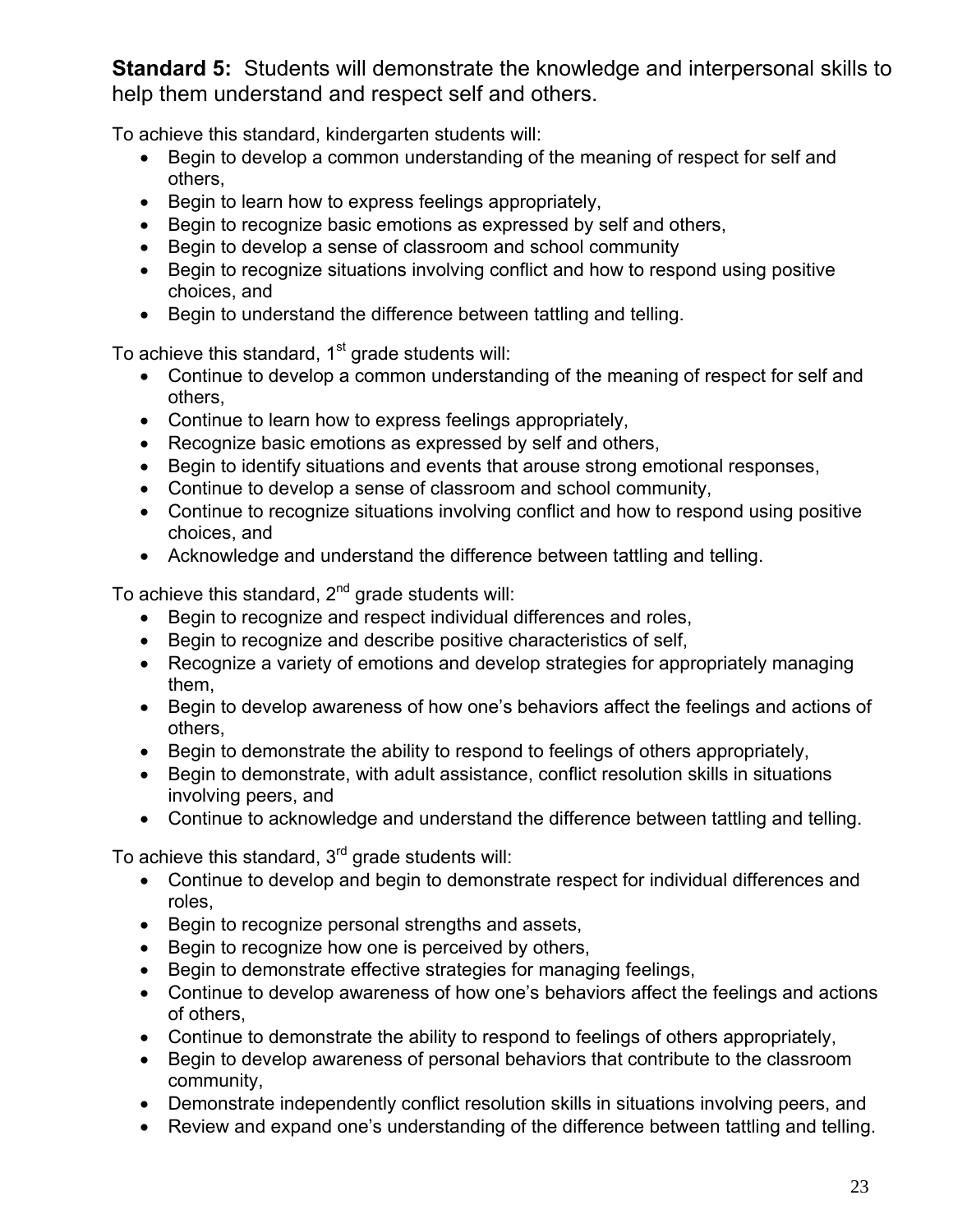**Standard 5:** Students will demonstrate the knowledge and interpersonal skills to help them understand and respect self and others.

To achieve this standard, kindergarten students will:

- Begin to develop a common understanding of the meaning of respect for self and others,
- Begin to learn how to express feelings appropriately,
- Begin to recognize basic emotions as expressed by self and others,
- Begin to develop a sense of classroom and school community
- Begin to recognize situations involving conflict and how to respond using positive choices, and
- Begin to understand the difference between tattling and telling.

To achieve this standard, 1st grade students will:

- Continue to develop a common understanding of the meaning of respect for self and others,
- Continue to learn how to express feelings appropriately,
- Recognize basic emotions as expressed by self and others,
- Begin to identify situations and events that arouse strong emotional responses,
- Continue to develop a sense of classroom and school community,
- Continue to recognize situations involving conflict and how to respond using positive choices, and
- Acknowledge and understand the difference between tattling and telling.

To achieve this standard, 2nd grade students will:

- Begin to recognize and respect individual differences and roles,
- Begin to recognize and describe positive characteristics of self,
- Recognize a variety of emotions and develop strategies for appropriately managing them,
- Begin to develop awareness of how one's behaviors affect the feelings and actions of others,
- Begin to demonstrate the ability to respond to feelings of others appropriately,
- Begin to demonstrate, with adult assistance, conflict resolution skills in situations involving peers, and
- Continue to acknowledge and understand the difference between tattling and telling.

To achieve this standard, 3rd grade students will:

- Continue to develop and begin to demonstrate respect for individual differences and roles,
- Begin to recognize personal strengths and assets,
- Begin to recognize how one is perceived by others,
- Begin to demonstrate effective strategies for managing feelings,
- Continue to develop awareness of how one's behaviors affect the feelings and actions of others,
- Continue to demonstrate the ability to respond to feelings of others appropriately,
- Begin to develop awareness of personal behaviors that contribute to the classroom community,
- Demonstrate independently conflict resolution skills in situations involving peers, and
- Review and expand one's understanding of the difference between tattling and telling.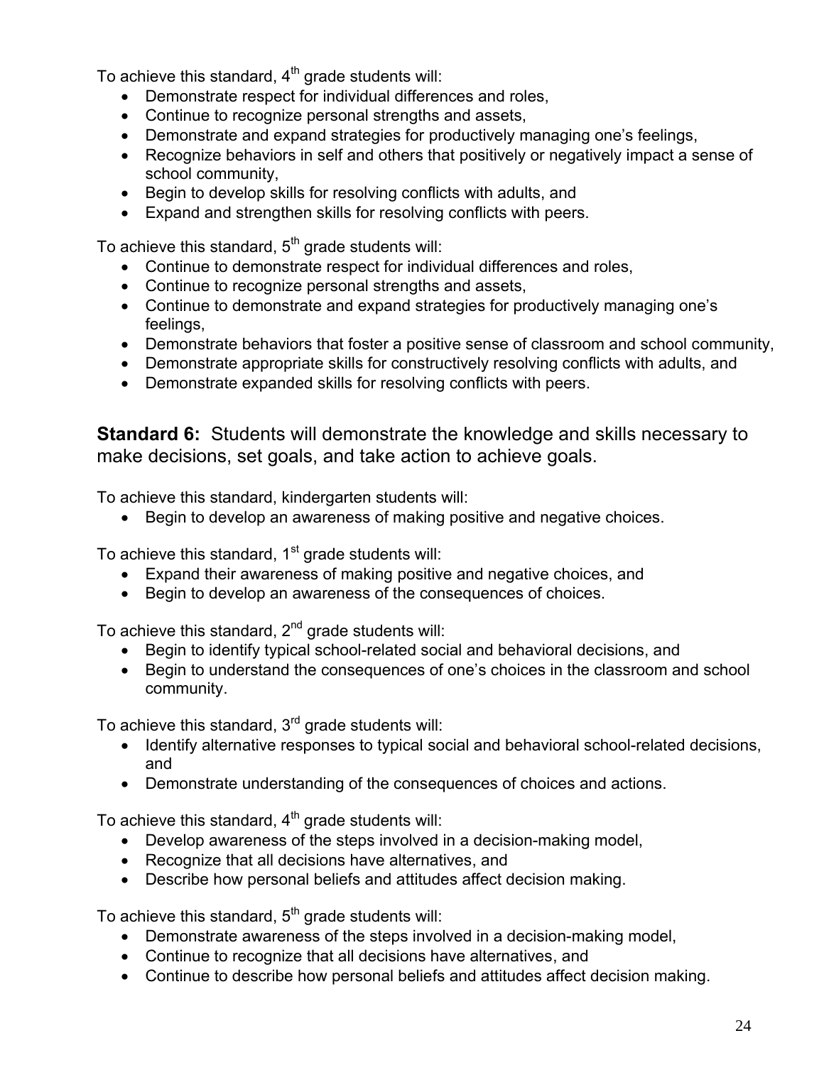To achieve this standard, 4th grade students will:

- Demonstrate respect for individual differences and roles,
- Continue to recognize personal strengths and assets,
- Demonstrate and expand strategies for productively managing one's feelings,
- Recognize behaviors in self and others that positively or negatively impact a sense of school community,
- Begin to develop skills for resolving conflicts with adults, and
- Expand and strengthen skills for resolving conflicts with peers.

To achieve this standard, 5th grade students will:

- Continue to demonstrate respect for individual differences and roles,
- Continue to recognize personal strengths and assets,
- Continue to demonstrate and expand strategies for productively managing one's feelings,
- Demonstrate behaviors that foster a positive sense of classroom and school community,
- Demonstrate appropriate skills for constructively resolving conflicts with adults, and
- Demonstrate expanded skills for resolving conflicts with peers.

**Standard 6:** Students will demonstrate the knowledge and skills necessary to make decisions, set goals, and take action to achieve goals.

To achieve this standard, kindergarten students will:

- Begin to develop an awareness of making positive and negative choices.

To achieve this standard, 1st grade students will:

- Expand their awareness of making positive and negative choices, and
- Begin to develop an awareness of the consequences of choices.

To achieve this standard, 2nd grade students will:

- Begin to identify typical school-related social and behavioral decisions, and
- Begin to understand the consequences of one's choices in the classroom and school community.

To achieve this standard, 3rd grade students will:

- Identify alternative responses to typical social and behavioral school-related decisions, and
- Demonstrate understanding of the consequences of choices and actions.

To achieve this standard, 4th grade students will:

- Develop awareness of the steps involved in a decision-making model,
- Recognize that all decisions have alternatives, and
- Describe how personal beliefs and attitudes affect decision making.

To achieve this standard, 5th grade students will:

- Demonstrate awareness of the steps involved in a decision-making model,
- Continue to recognize that all decisions have alternatives, and
- Continue to describe how personal beliefs and attitudes affect decision making.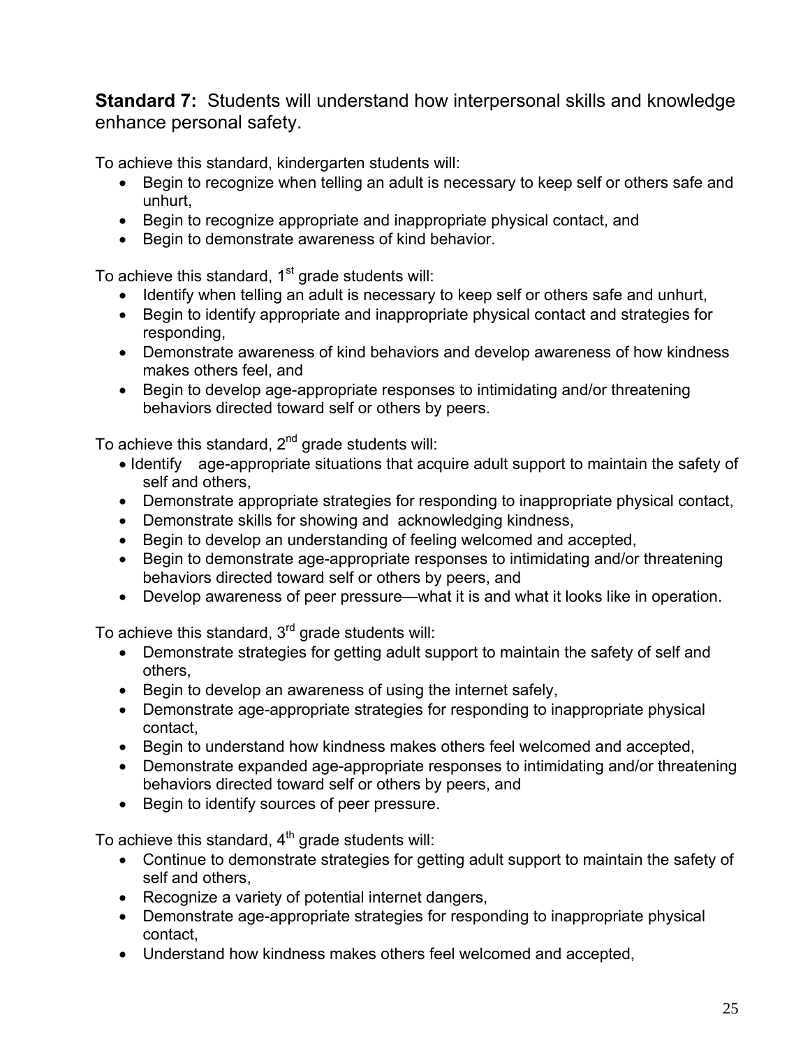**Standard 7:** Students will understand how interpersonal skills and knowledge enhance personal safety.

To achieve this standard, kindergarten students will:

- Begin to recognize when telling an adult is necessary to keep self or others safe and unhurt,
- Begin to recognize appropriate and inappropriate physical contact, and
- Begin to demonstrate awareness of kind behavior.

To achieve this standard, 1st grade students will:

- Identify when telling an adult is necessary to keep self or others safe and unhurt,
- Begin to identify appropriate and inappropriate physical contact and strategies for responding,
- Demonstrate awareness of kind behaviors and develop awareness of how kindness makes others feel, and
- Begin to develop age-appropriate responses to intimidating and/or threatening behaviors directed toward self or others by peers.

To achieve this standard, 2nd grade students will:

- Identify age-appropriate situations that acquire adult support to maintain the safety of self and others,
- Demonstrate appropriate strategies for responding to inappropriate physical contact,
- Demonstrate skills for showing and acknowledging kindness,
- Begin to develop an understanding of feeling welcomed and accepted,
- Begin to demonstrate age-appropriate responses to intimidating and/or threatening behaviors directed toward self or others by peers, and
- Develop awareness of peer pressure—what it is and what it looks like in operation.

To achieve this standard, 3rd grade students will:

- Demonstrate strategies for getting adult support to maintain the safety of self and others,
- Begin to develop an awareness of using the internet safely,
- Demonstrate age-appropriate strategies for responding to inappropriate physical contact,
- Begin to understand how kindness makes others feel welcomed and accepted,
- Demonstrate expanded age-appropriate responses to intimidating and/or threatening behaviors directed toward self or others by peers, and
- Begin to identify sources of peer pressure.

To achieve this standard, 4th grade students will:

- Continue to demonstrate strategies for getting adult support to maintain the safety of self and others,
- Recognize a variety of potential internet dangers,
- Demonstrate age-appropriate strategies for responding to inappropriate physical contact,
- Understand how kindness makes others feel welcomed and accepted,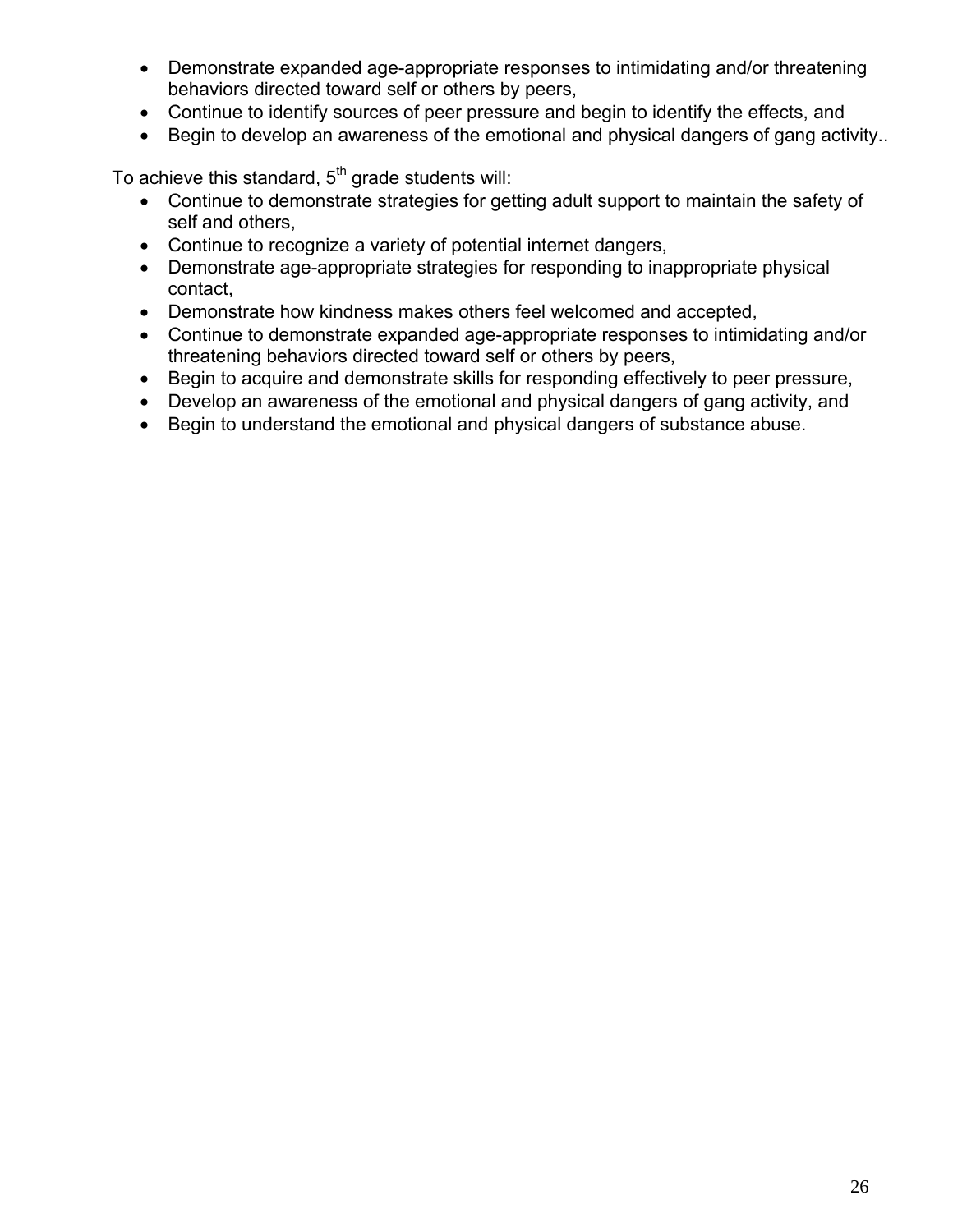- Demonstrate expanded age-appropriate responses to intimidating and/or threatening behaviors directed toward self or others by peers,
- Continue to identify sources of peer pressure and begin to identify the effects, and
- Begin to develop an awareness of the emotional and physical dangers of gang activity..

To achieve this standard, 5th grade students will:

- Continue to demonstrate strategies for getting adult support to maintain the safety of self and others,
- Continue to recognize a variety of potential internet dangers,
- Demonstrate age-appropriate strategies for responding to inappropriate physical contact,
- Demonstrate how kindness makes others feel welcomed and accepted,
- Continue to demonstrate expanded age-appropriate responses to intimidating and/or threatening behaviors directed toward self or others by peers,
- Begin to acquire and demonstrate skills for responding effectively to peer pressure,
- Develop an awareness of the emotional and physical dangers of gang activity, and
- Begin to understand the emotional and physical dangers of substance abuse.